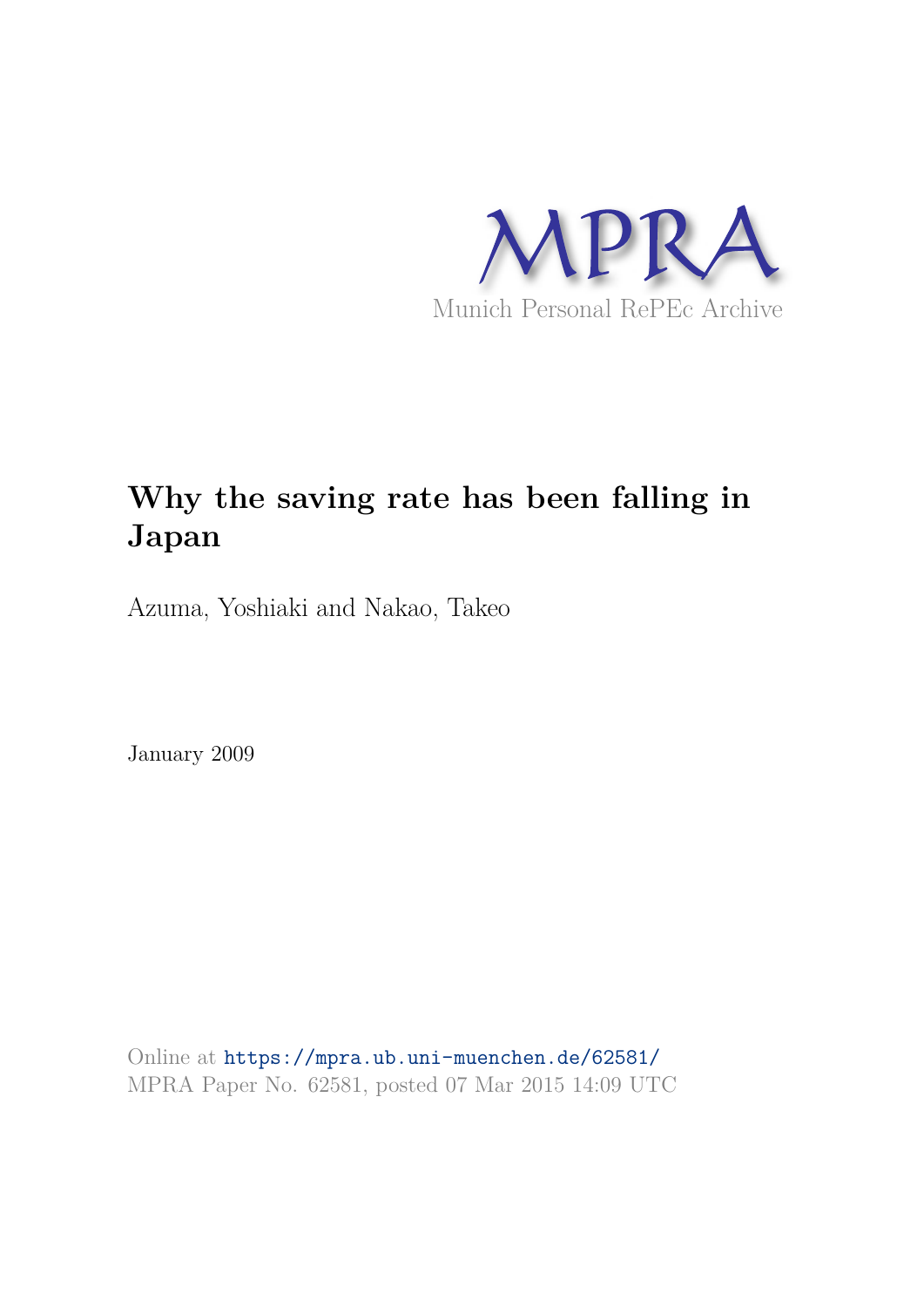MPRA

Munich Personal RePEc Archive

# Why the saving rate has been falling in Japan

Azuma, Yoshiaki and Nakao, Takeo

January 2009

Online at https://mpra.ub.uni-muenchen.de/62581/
MPRA Paper No. 62581, posted 07 Mar 2015 14:09 UTC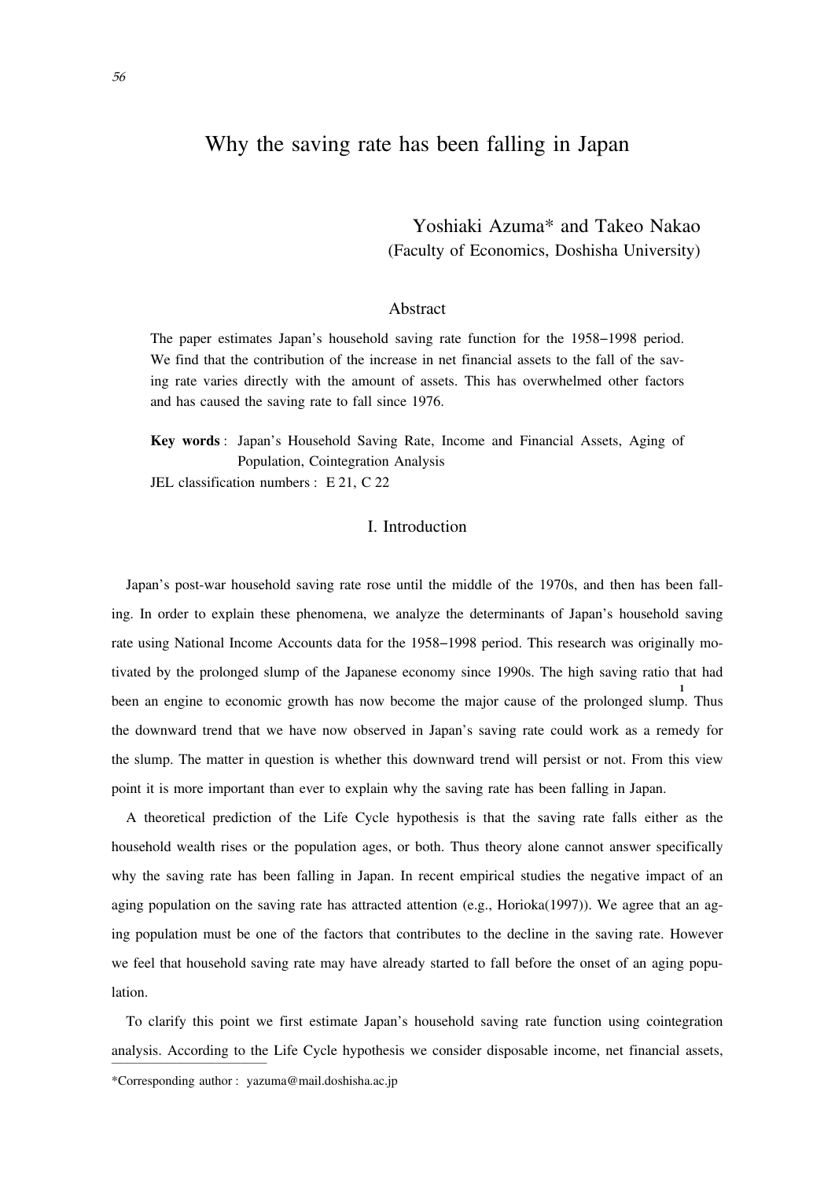# Why the saving rate has been falling in Japan

Yoshiaki Azuma* and Takeo Nakao
(Faculty of Economics, Doshisha University)

## Abstract

The paper estimates Japan's household saving rate function for the 1958–1998 period. We find that the contribution of the increase in net financial assets to the fall of the saving rate varies directly with the amount of assets. This has overwhelmed other factors and has caused the saving rate to fall since 1976.

**Key words**: Japan's Household Saving Rate, Income and Financial Assets, Aging of Population, Cointegration Analysis

JEL classification numbers : E 21, C 22

## I. Introduction

Japan's post-war household saving rate rose until the middle of the 1970s, and then has been falling. In order to explain these phenomena, we analyze the determinants of Japan's household saving rate using National Income Accounts data for the 1958–1998 period. This research was originally motivated by the prolonged slump of the Japanese economy since 1990s. The high saving ratio that had been an engine to economic growth has now become the major cause of the prolonged slump.[1] Thus the downward trend that we have now observed in Japan's saving rate could work as a remedy for the slump. The matter in question is whether this downward trend will persist or not. From this view point it is more important than ever to explain why the saving rate has been falling in Japan.

A theoretical prediction of the Life Cycle hypothesis is that the saving rate falls either as the household wealth rises or the population ages, or both. Thus theory alone cannot answer specifically why the saving rate has been falling in Japan. In recent empirical studies the negative impact of an aging population on the saving rate has attracted attention (e.g., Horioka(1997)). We agree that an aging population must be one of the factors that contributes to the decline in the saving rate. However we feel that household saving rate may have already started to fall before the onset of an aging population.

To clarify this point we first estimate Japan's household saving rate function using cointegration analysis. According to the Life Cycle hypothesis we consider disposable income, net financial assets,

*Corresponding author : yazuma@mail.doshisha.ac.jp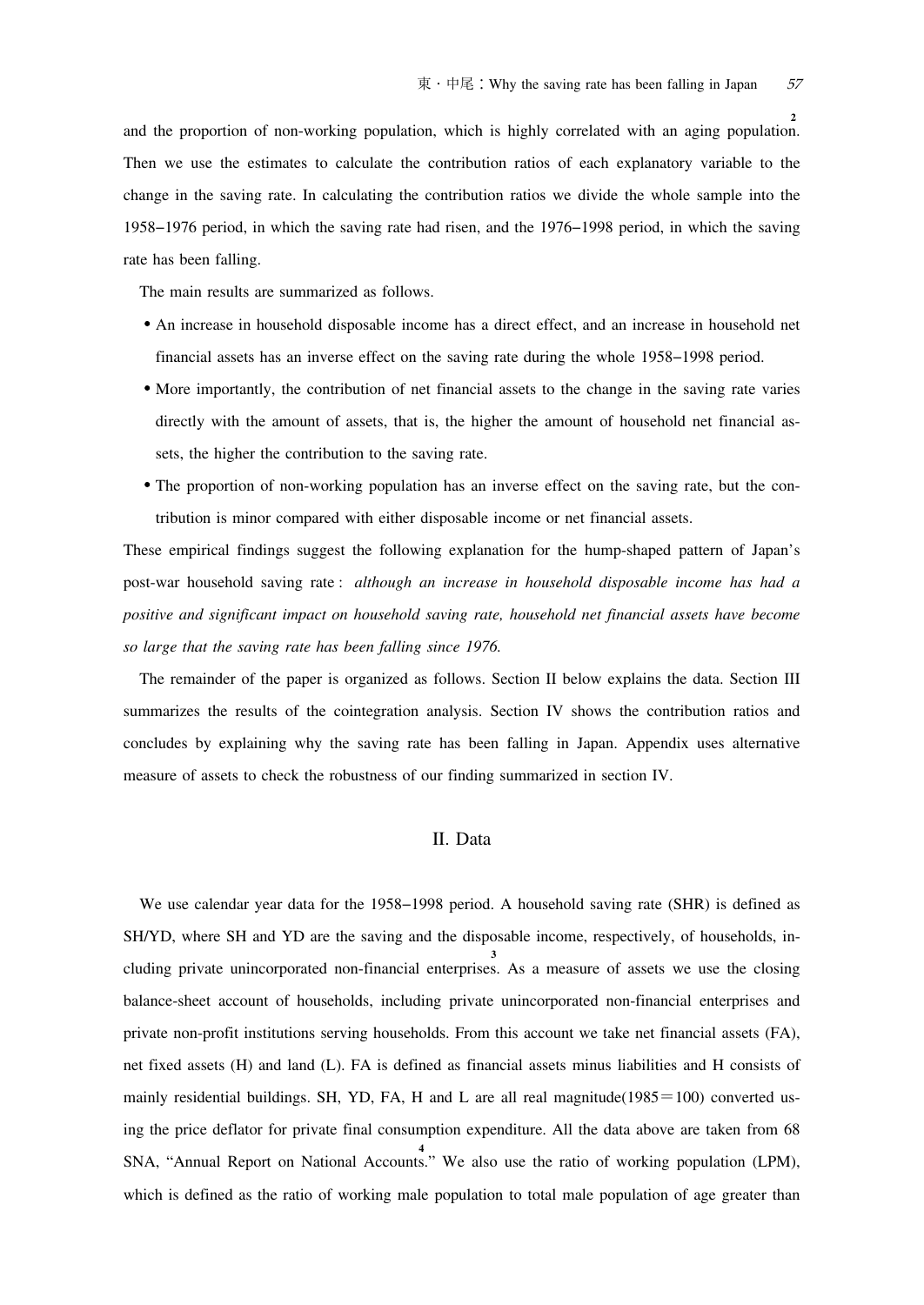and the proportion of non-working population, which is highly correlated with an aging population.[2] Then we use the estimates to calculate the contribution ratios of each explanatory variable to the change in the saving rate. In calculating the contribution ratios we divide the whole sample into the 1958–1976 period, in which the saving rate had risen, and the 1976–1998 period, in which the saving rate has been falling.

The main results are summarized as follows.

- An increase in household disposable income has a direct effect, and an increase in household net financial assets has an inverse effect on the saving rate during the whole 1958–1998 period.
- More importantly, the contribution of net financial assets to the change in the saving rate varies directly with the amount of assets, that is, the higher the amount of household net financial assets, the higher the contribution to the saving rate.
- The proportion of non-working population has an inverse effect on the saving rate, but the contribution is minor compared with either disposable income or net financial assets.

These empirical findings suggest the following explanation for the hump-shaped pattern of Japan's post-war household saving rate : *although an increase in household disposable income has had a positive and significant impact on household saving rate, household net financial assets have become so large that the saving rate has been falling since 1976.*

The remainder of the paper is organized as follows. Section II below explains the data. Section III summarizes the results of the cointegration analysis. Section IV shows the contribution ratios and concludes by explaining why the saving rate has been falling in Japan. Appendix uses alternative measure of assets to check the robustness of our finding summarized in section IV.

## II. Data

We use calendar year data for the 1958–1998 period. A household saving rate (SHR) is defined as SH/YD, where SH and YD are the saving and the disposable income, respectively, of households, including private unincorporated non-financial enterprises.[3] As a measure of assets we use the closing balance-sheet account of households, including private unincorporated non-financial enterprises and private non-profit institutions serving households. From this account we take net financial assets (FA), net fixed assets (H) and land (L). FA is defined as financial assets minus liabilities and H consists of mainly residential buildings. SH, YD, FA, H and L are all real magnitude(1985＝100) converted using the price deflator for private final consumption expenditure. All the data above are taken from 68 SNA, "Annual Report on National Accounts."[4] We also use the ratio of working population (LPM), which is defined as the ratio of working male population to total male population of age greater than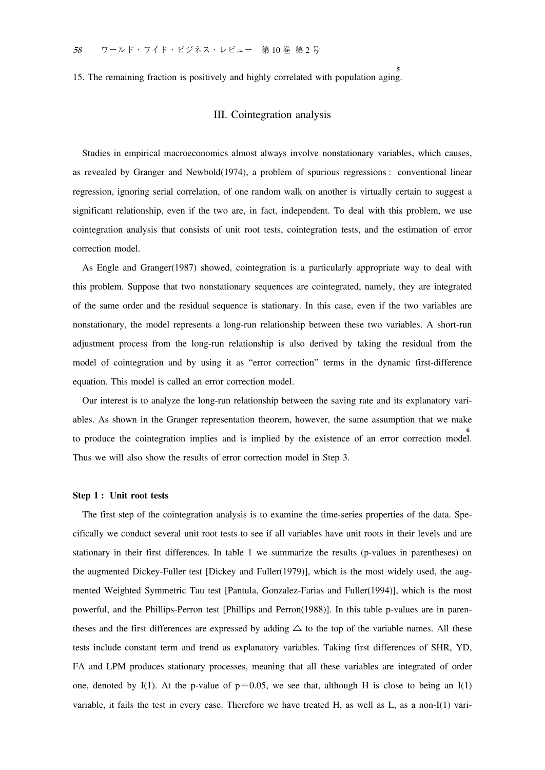15. The remaining fraction is positively and highly correlated with population aging.[5]

## III. Cointegration analysis

Studies in empirical macroeconomics almost always involve nonstationary variables, which causes, as revealed by Granger and Newbold(1974), a problem of spurious regressions : conventional linear regression, ignoring serial correlation, of one random walk on another is virtually certain to suggest a significant relationship, even if the two are, in fact, independent. To deal with this problem, we use cointegration analysis that consists of unit root tests, cointegration tests, and the estimation of error correction model.

As Engle and Granger(1987) showed, cointegration is a particularly appropriate way to deal with this problem. Suppose that two nonstationary sequences are cointegrated, namely, they are integrated of the same order and the residual sequence is stationary. In this case, even if the two variables are nonstationary, the model represents a long-run relationship between these two variables. A short-run adjustment process from the long-run relationship is also derived by taking the residual from the model of cointegration and by using it as "error correction" terms in the dynamic first-difference equation. This model is called an error correction model.

Our interest is to analyze the long-run relationship between the saving rate and its explanatory variables. As shown in the Granger representation theorem, however, the same assumption that we make to produce the cointegration implies and is implied by the existence of an error correction model.[6] Thus we will also show the results of error correction model in Step 3.

### Step 1 : Unit root tests

The first step of the cointegration analysis is to examine the time-series properties of the data. Specifically we conduct several unit root tests to see if all variables have unit roots in their levels and are stationary in their first differences. In table 1 we summarize the results (p-values in parentheses) on the augmented Dickey-Fuller test [Dickey and Fuller(1979)], which is the most widely used, the augmented Weighted Symmetric Tau test [Pantula, Gonzalez-Farias and Fuller(1994)], which is the most powerful, and the Phillips-Perron test [Phillips and Perron(1988)]. In this table p-values are in parentheses and the first differences are expressed by adding △ to the top of the variable names. All these tests include constant term and trend as explanatory variables. Taking first differences of SHR, YD, FA and LPM produces stationary processes, meaning that all these variables are integrated of order one, denoted by I(1). At the p-value of $p=0.05$, we see that, although H is close to being an I(1) variable, it fails the test in every case. Therefore we have treated H, as well as L, as a non-I(1) vari-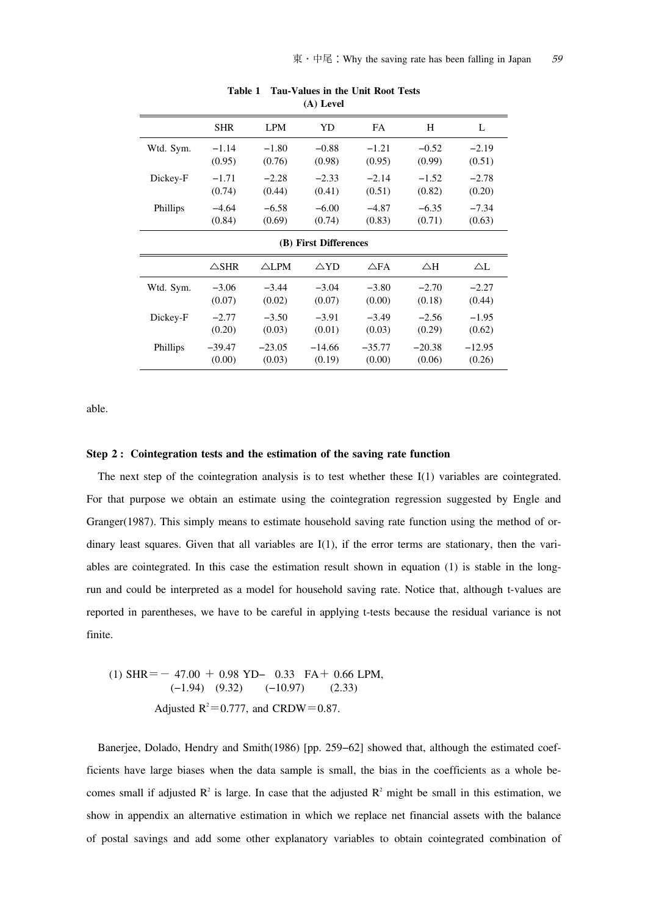**Table 1 Tau-Values in the Unit Root Tests**

**(A) Level**

| | SHR | LPM | YD | FA | H | L |
|---|---|---|---|---|---|---|
| Wtd. Sym. | −1.14 | −1.80 | −0.88 | −1.21 | −0.52 | −2.19 |
| | (0.95) | (0.76) | (0.98) | (0.95) | (0.99) | (0.51) |
| Dickey-F | −1.71 | −2.28 | −2.33 | −2.14 | −1.52 | −2.78 |
| | (0.74) | (0.44) | (0.41) | (0.51) | (0.82) | (0.20) |
| Phillips | −4.64 | −6.58 | −6.00 | −4.87 | −6.35 | −7.34 |
| | (0.84) | (0.69) | (0.74) | (0.83) | (0.71) | (0.63) |

**(B) First Differences**

| | △SHR | △LPM | △YD | △FA | △H | △L |
|---|---|---|---|---|---|---|
| Wtd. Sym. | −3.06 | −3.44 | −3.04 | −3.80 | −2.70 | −2.27 |
| | (0.07) | (0.02) | (0.07) | (0.00) | (0.18) | (0.44) |
| Dickey-F | −2.77 | −3.50 | −3.91 | −3.49 | −2.56 | −1.95 |
| | (0.20) | (0.03) | (0.01) | (0.03) | (0.29) | (0.62) |
| Phillips | −39.47 | −23.05 | −14.66 | −35.77 | −20.38 | −12.95 |
| | (0.00) | (0.03) | (0.19) | (0.00) | (0.06) | (0.26) |

able.

### Step 2 : Cointegration tests and the estimation of the saving rate function

The next step of the cointegration analysis is to test whether these I(1) variables are cointegrated. For that purpose we obtain an estimate using the cointegration regression suggested by Engle and Granger(1987). This simply means to estimate household saving rate function using the method of ordinary least squares. Given that all variables are I(1), if the error terms are stationary, then the variables are cointegrated. In this case the estimation result shown in equation (1) is stable in the long-run and could be interpreted as a model for household saving rate. Notice that, although t-values are reported in parentheses, we have to be careful in applying t-tests because the residual variance is not finite.

$$(1)\ SHR = -\underset{(-1.94)}{47.00} + \underset{(9.32)}{0.98}\ YD - \underset{(-10.97)}{0.33}\ FA + \underset{(2.33)}{0.66}\ LPM,$$

Adjusted $R^2 = 0.777$, and CRDW $= 0.87$.

Banerjee, Dolado, Hendry and Smith(1986) [pp. 259−62] showed that, although the estimated coefficients have large biases when the data sample is small, the bias in the coefficients as a whole becomes small if adjusted $R^2$ is large. In case that the adjusted $R^2$ might be small in this estimation, we show in appendix an alternative estimation in which we replace net financial assets with the balance of postal savings and add some other explanatory variables to obtain cointegrated combination of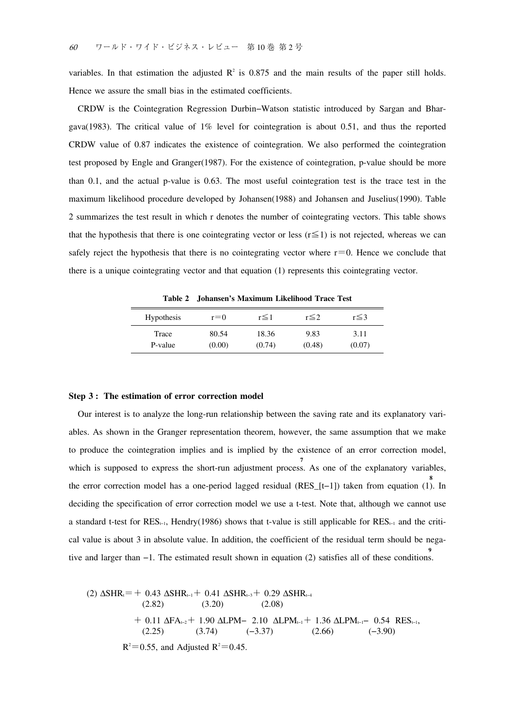variables. In that estimation the adjusted $R^2$ is 0.875 and the main results of the paper still holds. Hence we assure the small bias in the estimated coefficients.

CRDW is the Cointegration Regression Durbin–Watson statistic introduced by Sargan and Bhargava(1983). The critical value of 1% level for cointegration is about 0.51, and thus the reported CRDW value of 0.87 indicates the existence of cointegration. We also performed the cointegration test proposed by Engle and Granger(1987). For the existence of cointegration, p-value should be more than 0.1, and the actual p-value is 0.63. The most useful cointegration test is the trace test in the maximum likelihood procedure developed by Johansen(1988) and Johansen and Juselius(1990). Table 2 summarizes the test result in which r denotes the number of cointegrating vectors. This table shows that the hypothesis that there is one cointegrating vector or less ($r \leqq 1$) is not rejected, whereas we can safely reject the hypothesis that there is no cointegrating vector where $r=0$. Hence we conclude that there is a unique cointegrating vector and that equation (1) represents this cointegrating vector.

**Table 2 Johansen's Maximum Likelihood Trace Test**

| Hypothesis | $r=0$ | $r \leqq 1$ | $r \leqq 2$ | $r \leqq 3$ |
|---|---|---|---|---|
| Trace | 80.54 | 18.36 | 9.83 | 3.11 |
| P-value | (0.00) | (0.74) | (0.48) | (0.07) |

#### Step 3 : The estimation of error correction model

Our interest is to analyze the long-run relationship between the saving rate and its explanatory variables. As shown in the Granger representation theorem, however, the same assumption that we make to produce the cointegration implies and is implied by the existence of an error correction model, which is supposed to express the short-run adjustment process.[7] As one of the explanatory variables, the error correction model has a one-period lagged residual (RES_[t−1]) taken from equation (1).[8] In deciding the specification of error correction model we use a t-test. Note that, although we cannot use a standard t-test for $RES_{t-1}$, Hendry(1986) shows that t-value is still applicable for $RES_{t-1}$ and the critical value is about 3 in absolute value. In addition, the coefficient of the residual term should be negative and larger than −1. The estimated result shown in equation (2) satisfies all of these conditions.[9]

$$
(2)\ \Delta SHR_t = +\ \underset{(2.82)}{0.43}\ \Delta SHR_{t-1} +\ \underset{(3.20)}{0.41}\ \Delta SHR_{t-3} +\ \underset{(2.08)}{0.29}\ \Delta SHR_{t-4}
$$

$$
+\ \underset{(2.25)}{0.11}\ \Delta FA_{t-2} +\ \underset{(3.74)}{1.90}\ \Delta LPM -\ \underset{(-3.37)}{2.10}\ \Delta LPM_{t-1} +\ \underset{(2.66)}{1.36}\ \Delta LPM_{t-1} -\ \underset{(-3.90)}{0.54}\ RES_{t-1},
$$

$R^2=0.55$, and Adjusted $R^2=0.45$.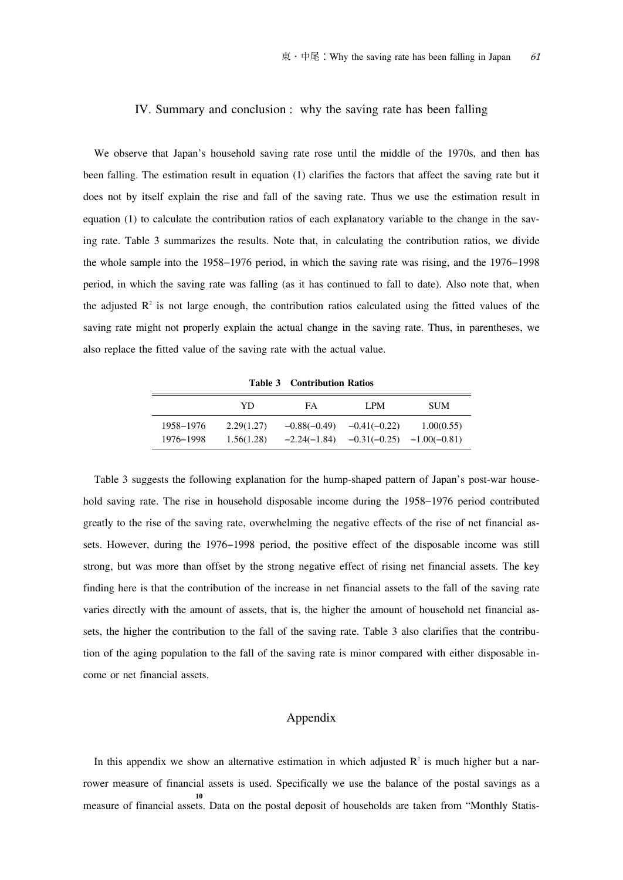## IV. Summary and conclusion : why the saving rate has been falling

We observe that Japan's household saving rate rose until the middle of the 1970s, and then has been falling. The estimation result in equation (1) clarifies the factors that affect the saving rate but it does not by itself explain the rise and fall of the saving rate. Thus we use the estimation result in equation (1) to calculate the contribution ratios of each explanatory variable to the change in the saving rate. Table 3 summarizes the results. Note that, in calculating the contribution ratios, we divide the whole sample into the 1958–1976 period, in which the saving rate was rising, and the 1976–1998 period, in which the saving rate was falling (as it has continued to fall to date). Also note that, when the adjusted $R^2$ is not large enough, the contribution ratios calculated using the fitted values of the saving rate might not properly explain the actual change in the saving rate. Thus, in parentheses, we also replace the fitted value of the saving rate with the actual value.

**Table 3 Contribution Ratios**

| | YD | FA | LPM | SUM |
|---|---|---|---|---|
| 1958–1976 | 2.29(1.27) | −0.88(−0.49) | −0.41(−0.22) | 1.00(0.55) |
| 1976–1998 | 1.56(1.28) | −2.24(−1.84) | −0.31(−0.25) | −1.00(−0.81) |

Table 3 suggests the following explanation for the hump-shaped pattern of Japan's post-war household saving rate. The rise in household disposable income during the 1958–1976 period contributed greatly to the rise of the saving rate, overwhelming the negative effects of the rise of net financial assets. However, during the 1976–1998 period, the positive effect of the disposable income was still strong, but was more than offset by the strong negative effect of rising net financial assets. The key finding here is that the contribution of the increase in net financial assets to the fall of the saving rate varies directly with the amount of assets, that is, the higher the amount of household net financial assets, the higher the contribution to the fall of the saving rate. Table 3 also clarifies that the contribution of the aging population to the fall of the saving rate is minor compared with either disposable income or net financial assets.

## Appendix

In this appendix we show an alternative estimation in which adjusted $R^2$ is much higher but a narrower measure of financial assets is used. Specifically we use the balance of the postal savings as a measure of financial assets.[10] Data on the postal deposit of households are taken from "Monthly Statis-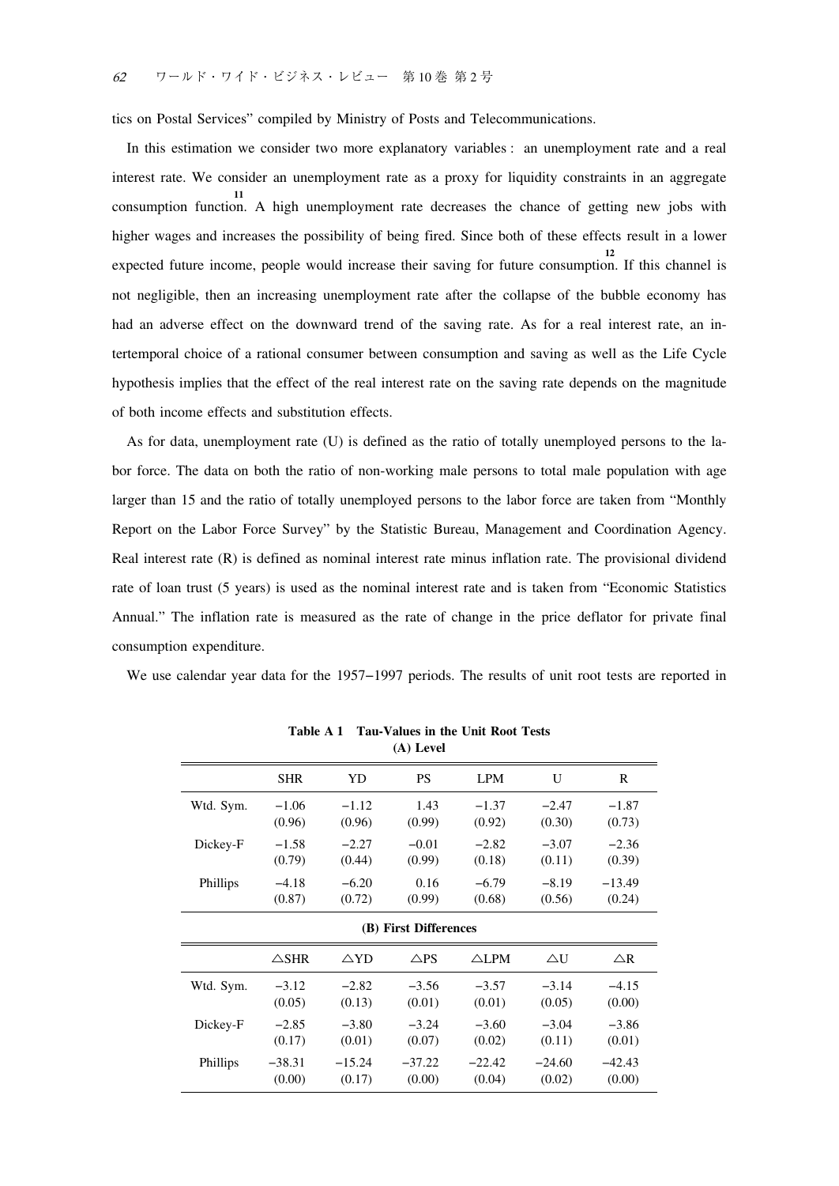tics on Postal Services" compiled by Ministry of Posts and Telecommunications.

In this estimation we consider two more explanatory variables : an unemployment rate and a real interest rate. We consider an unemployment rate as a proxy for liquidity constraints in an aggregate consumption function.[11] A high unemployment rate decreases the chance of getting new jobs with higher wages and increases the possibility of being fired. Since both of these effects result in a lower expected future income, people would increase their saving for future consumption.[12] If this channel is not negligible, then an increasing unemployment rate after the collapse of the bubble economy has had an adverse effect on the downward trend of the saving rate. As for a real interest rate, an intertemporal choice of a rational consumer between consumption and saving as well as the Life Cycle hypothesis implies that the effect of the real interest rate on the saving rate depends on the magnitude of both income effects and substitution effects.

As for data, unemployment rate (U) is defined as the ratio of totally unemployed persons to the labor force. The data on both the ratio of non-working male persons to total male population with age larger than 15 and the ratio of totally unemployed persons to the labor force are taken from "Monthly Report on the Labor Force Survey" by the Statistic Bureau, Management and Coordination Agency. Real interest rate (R) is defined as nominal interest rate minus inflation rate. The provisional dividend rate of loan trust (5 years) is used as the nominal interest rate and is taken from "Economic Statistics Annual." The inflation rate is measured as the rate of change in the price deflator for private final consumption expenditure.

We use calendar year data for the 1957–1997 periods. The results of unit root tests are reported in

**Table A 1 Tau-Values in the Unit Root Tests**

**(A) Level**

| | SHR | YD | PS | LPM | U | R |
|---|---|---|---|---|---|---|
| Wtd. Sym. | −1.06 | −1.12 | 1.43 | −1.37 | −2.47 | −1.87 |
| | (0.96) | (0.96) | (0.99) | (0.92) | (0.30) | (0.73) |
| Dickey-F | −1.58 | −2.27 | −0.01 | −2.82 | −3.07 | −2.36 |
| | (0.79) | (0.44) | (0.99) | (0.18) | (0.11) | (0.39) |
| Phillips | −4.18 | −6.20 | 0.16 | −6.79 | −8.19 | −13.49 |
| | (0.87) | (0.72) | (0.99) | (0.68) | (0.56) | (0.24) |

**(B) First Differences**

| | △SHR | △YD | △PS | △LPM | △U | △R |
|---|---|---|---|---|---|---|
| Wtd. Sym. | −3.12 | −2.82 | −3.56 | −3.57 | −3.14 | −4.15 |
| | (0.05) | (0.13) | (0.01) | (0.01) | (0.05) | (0.00) |
| Dickey-F | −2.85 | −3.80 | −3.24 | −3.60 | −3.04 | −3.86 |
| | (0.17) | (0.01) | (0.07) | (0.02) | (0.11) | (0.01) |
| Phillips | −38.31 | −15.24 | −37.22 | −22.42 | −24.60 | −42.43 |
| | (0.00) | (0.17) | (0.00) | (0.04) | (0.02) | (0.00) |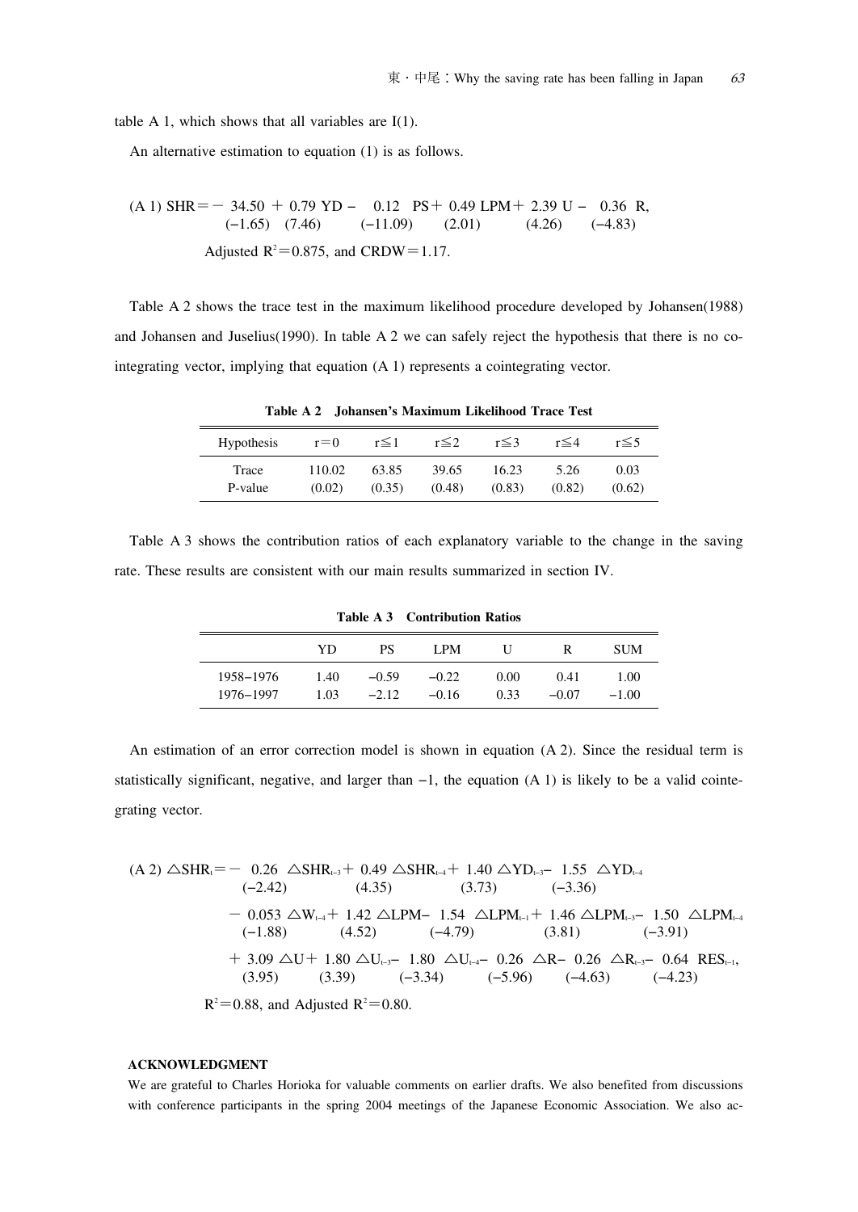table A 1, which shows that all variables are I(1).

An alternative estimation to equation (1) is as follows.

$$
\text{(A 1)}\ SHR = -\underset{(-1.65)}{34.50} + \underset{(7.46)}{0.79}\,YD - \underset{(-11.09)}{0.12}\,PS + \underset{(2.01)}{0.49}\,LPM + \underset{(4.26)}{2.39}\,U - \underset{(-4.83)}{0.36}\,R,
$$

Adjusted $R^2 = 0.875$, and $CRDW = 1.17$.

Table A 2 shows the trace test in the maximum likelihood procedure developed by Johansen(1988) and Johansen and Juselius(1990). In table A 2 we can safely reject the hypothesis that there is no cointegrating vector, implying that equation (A 1) represents a cointegrating vector.

**Table A 2 Johansen's Maximum Likelihood Trace Test**

| Hypothesis | r=0 | r≦1 | r≦2 | r≦3 | r≦4 | r≦5 |
|---|---|---|---|---|---|---|
| Trace | 110.02 | 63.85 | 39.65 | 16.23 | 5.26 | 0.03 |
| P-value | (0.02) | (0.35) | (0.48) | (0.83) | (0.82) | (0.62) |

Table A 3 shows the contribution ratios of each explanatory variable to the change in the saving rate. These results are consistent with our main results summarized in section IV.

**Table A 3 Contribution Ratios**

| | YD | PS | LPM | U | R | SUM |
|---|---|---|---|---|---|---|
| 1958–1976 | 1.40 | −0.59 | −0.22 | 0.00 | 0.41 | 1.00 |
| 1976–1997 | 1.03 | −2.12 | −0.16 | 0.33 | −0.07 | −1.00 |

An estimation of an error correction model is shown in equation (A 2). Since the residual term is statistically significant, negative, and larger than −1, the equation (A 1) is likely to be a valid cointegrating vector.

$$
\begin{aligned}
\text{(A 2)}\ \triangle SHR_t = & -\underset{(-2.42)}{0.26}\,\triangle SHR_{t-3} + \underset{(4.35)}{0.49}\,\triangle SHR_{t-4} + \underset{(3.73)}{1.40}\,\triangle YD_{t-3} - \underset{(-3.36)}{1.55}\,\triangle YD_{t-4} \\
& - \underset{(-1.88)}{0.053}\,\triangle W_{t-4} + \underset{(4.52)}{1.42}\,\triangle LPM - \underset{(-4.79)}{1.54}\,\triangle LPM_{t-1} + \underset{(3.81)}{1.46}\,\triangle LPM_{t-3} - \underset{(-3.91)}{1.50}\,\triangle LPM_{t-4} \\
& + \underset{(3.95)}{3.09}\,\triangle U + \underset{(3.39)}{1.80}\,\triangle U_{t-3} - \underset{(-3.34)}{1.80}\,\triangle U_{t-4} - \underset{(-5.96)}{0.26}\,\triangle R - \underset{(-4.63)}{0.26}\,\triangle R_{t-3} - \underset{(-4.23)}{0.64}\,RES_{t-1},
\end{aligned}
$$

$R^2 = 0.88$, and Adjusted $R^2 = 0.80$.

#### ACKNOWLEDGMENT

We are grateful to Charles Horioka for valuable comments on earlier drafts. We also benefited from discussions with conference participants in the spring 2004 meetings of the Japanese Economic Association. We also ac-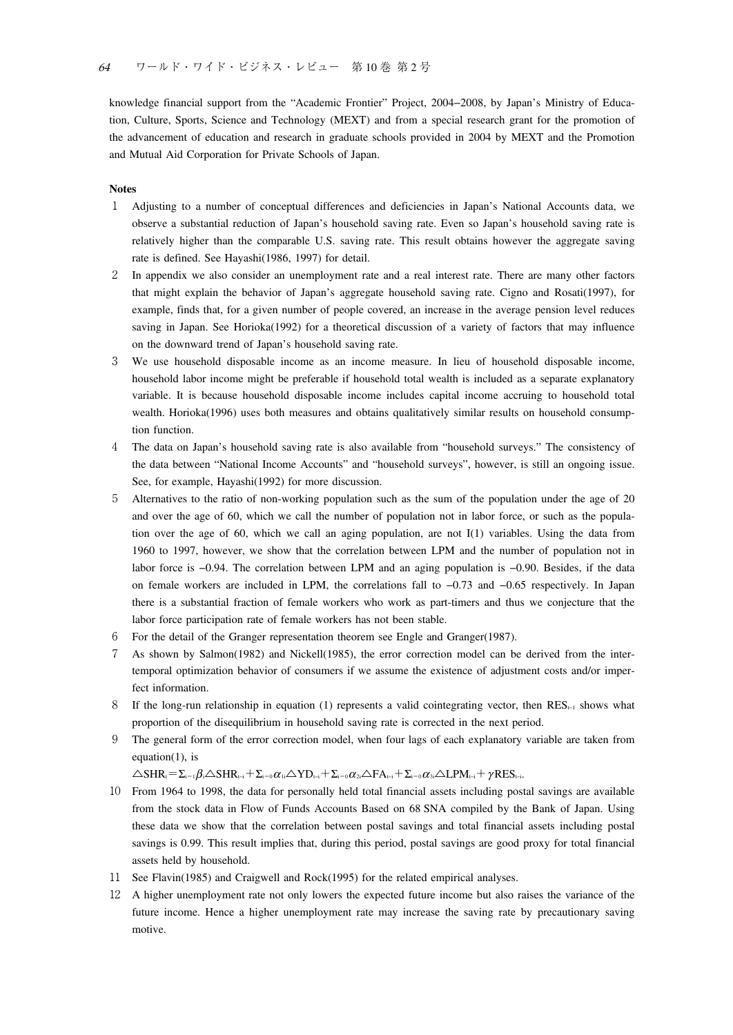knowledge financial support from the "Academic Frontier" Project, 2004–2008, by Japan's Ministry of Education, Culture, Sports, Science and Technology (MEXT) and from a special research grant for the promotion of the advancement of education and research in graduate schools provided in 2004 by MEXT and the Promotion and Mutual Aid Corporation for Private Schools of Japan.

**Notes**

1. Adjusting to a number of conceptual differences and deficiencies in Japan's National Accounts data, we observe a substantial reduction of Japan's household saving rate. Even so Japan's household saving rate is relatively higher than the comparable U.S. saving rate. This result obtains however the aggregate saving rate is defined. See Hayashi(1986, 1997) for detail.
2. In appendix we also consider an unemployment rate and a real interest rate. There are many other factors that might explain the behavior of Japan's aggregate household saving rate. Cigno and Rosati(1997), for example, finds that, for a given number of people covered, an increase in the average pension level reduces saving in Japan. See Horioka(1992) for a theoretical discussion of a variety of factors that may influence on the downward trend of Japan's household saving rate.
3. We use household disposable income as an income measure. In lieu of household disposable income, household labor income might be preferable if household total wealth is included as a separate explanatory variable. It is because household disposable income includes capital income accruing to household total wealth. Horioka(1996) uses both measures and obtains qualitatively similar results on household consumption function.
4. The data on Japan's household saving rate is also available from "household surveys." The consistency of the data between "National Income Accounts" and "household surveys", however, is still an ongoing issue. See, for example, Hayashi(1992) for more discussion.
5. Alternatives to the ratio of non-working population such as the sum of the population under the age of 20 and over the age of 60, which we call the number of population not in labor force, or such as the population over the age of 60, which we call an aging population, are not I(1) variables. Using the data from 1960 to 1997, however, we show that the correlation between LPM and the number of population not in labor force is −0.94. The correlation between LPM and an aging population is −0.90. Besides, if the data on female workers are included in LPM, the correlations fall to −0.73 and −0.65 respectively. In Japan there is a substantial fraction of female workers who work as part-timers and thus we conjecture that the labor force participation rate of female workers has not been stable.
6. For the detail of the Granger representation theorem see Engle and Granger(1987).
7. As shown by Salmon(1982) and Nickell(1985), the error correction model can be derived from the intertemporal optimization behavior of consumers if we assume the existence of adjustment costs and/or imperfect information.
8. If the long-run relationship in equation (1) represents a valid cointegrating vector, then $RES_{t-1}$ shows what proportion of the disequilibrium in household saving rate is corrected in the next period.
9. The general form of the error correction model, when four lags of each explanatory variable are taken from equation(1), is
   $\triangle SHR_t = \Sigma_{i=1}\beta_i \triangle SHR_{t-i} + \Sigma_{i=0}\alpha_{1i}\triangle YD_{t-i} + \Sigma_{i=0}\alpha_{2i}\triangle FA_{t-i} + \Sigma_{i=0}\alpha_{3i}\triangle LPM_{t-i} + \gamma RES_{t-i}$.
10. From 1964 to 1998, the data for personally held total financial assets including postal savings are available from the stock data in Flow of Funds Accounts Based on 68 SNA compiled by the Bank of Japan. Using these data we show that the correlation between postal savings and total financial assets including postal savings is 0.99. This result implies that, during this period, postal savings are good proxy for total financial assets held by household.
11. See Flavin(1985) and Craigwell and Rock(1995) for the related empirical analyses.
12. A higher unemployment rate not only lowers the expected future income but also raises the variance of the future income. Hence a higher unemployment rate may increase the saving rate by precautionary saving motive.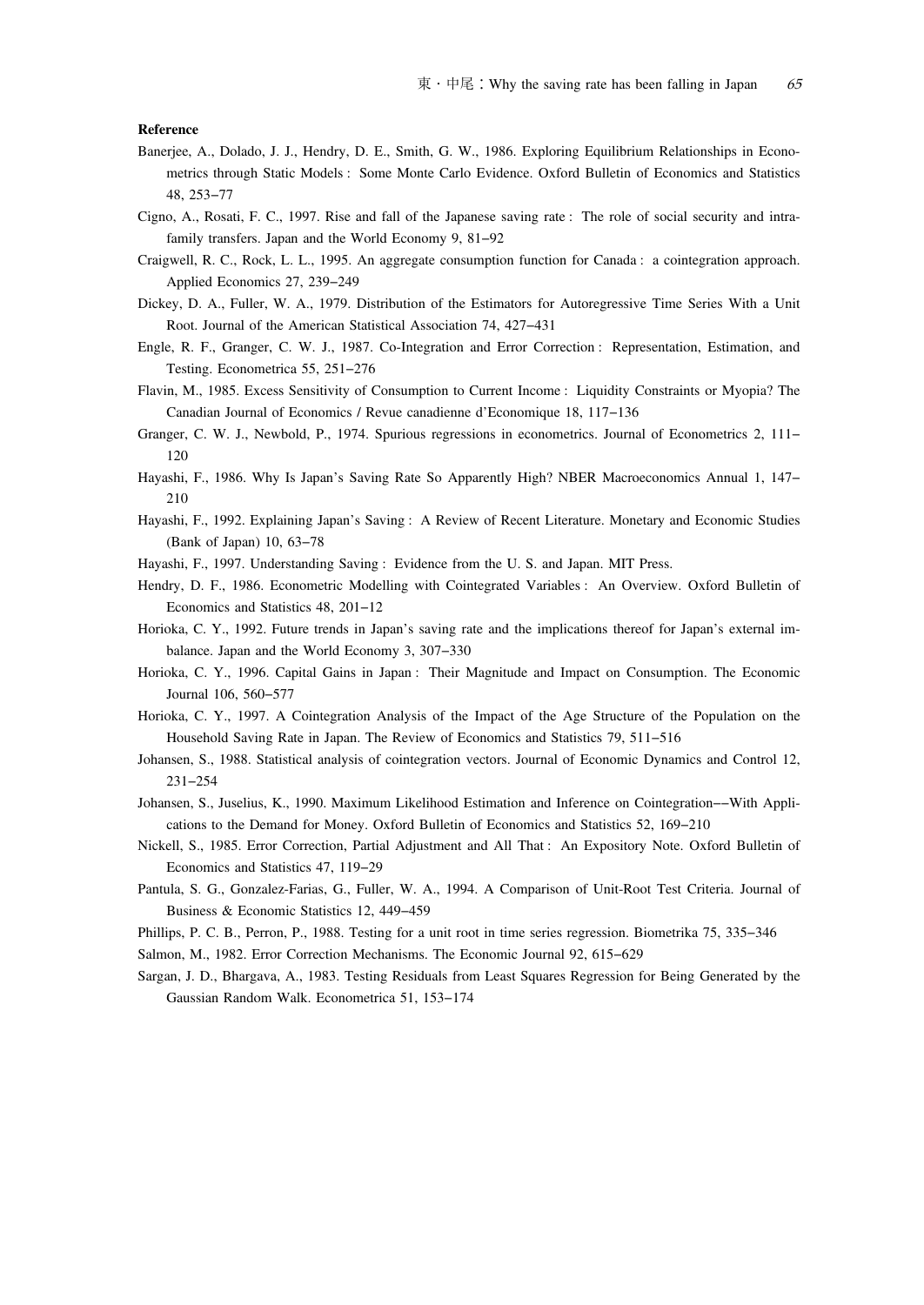**Reference**

Banerjee, A., Dolado, J. J., Hendry, D. E., Smith, G. W., 1986. Exploring Equilibrium Relationships in Econometrics through Static Models : Some Monte Carlo Evidence. Oxford Bulletin of Economics and Statistics 48, 253–77

Cigno, A., Rosati, F. C., 1997. Rise and fall of the Japanese saving rate : The role of social security and intra-family transfers. Japan and the World Economy 9, 81–92

Craigwell, R. C., Rock, L. L., 1995. An aggregate consumption function for Canada : a cointegration approach. Applied Economics 27, 239–249

Dickey, D. A., Fuller, W. A., 1979. Distribution of the Estimators for Autoregressive Time Series With a Unit Root. Journal of the American Statistical Association 74, 427–431

Engle, R. F., Granger, C. W. J., 1987. Co-Integration and Error Correction : Representation, Estimation, and Testing. Econometrica 55, 251–276

Flavin, M., 1985. Excess Sensitivity of Consumption to Current Income : Liquidity Constraints or Myopia? The Canadian Journal of Economics / Revue canadienne d'Economique 18, 117–136

Granger, C. W. J., Newbold, P., 1974. Spurious regressions in econometrics. Journal of Econometrics 2, 111–120

Hayashi, F., 1986. Why Is Japan's Saving Rate So Apparently High? NBER Macroeconomics Annual 1, 147–210

Hayashi, F., 1992. Explaining Japan's Saving : A Review of Recent Literature. Monetary and Economic Studies (Bank of Japan) 10, 63–78

Hayashi, F., 1997. Understanding Saving : Evidence from the U. S. and Japan. MIT Press.

Hendry, D. F., 1986. Econometric Modelling with Cointegrated Variables : An Overview. Oxford Bulletin of Economics and Statistics 48, 201–12

Horioka, C. Y., 1992. Future trends in Japan's saving rate and the implications thereof for Japan's external imbalance. Japan and the World Economy 3, 307–330

Horioka, C. Y., 1996. Capital Gains in Japan : Their Magnitude and Impact on Consumption. The Economic Journal 106, 560–577

Horioka, C. Y., 1997. A Cointegration Analysis of the Impact of the Age Structure of the Population on the Household Saving Rate in Japan. The Review of Economics and Statistics 79, 511–516

Johansen, S., 1988. Statistical analysis of cointegration vectors. Journal of Economic Dynamics and Control 12, 231–254

Johansen, S., Juselius, K., 1990. Maximum Likelihood Estimation and Inference on Cointegration––With Applications to the Demand for Money. Oxford Bulletin of Economics and Statistics 52, 169–210

Nickell, S., 1985. Error Correction, Partial Adjustment and All That : An Expository Note. Oxford Bulletin of Economics and Statistics 47, 119–29

Pantula, S. G., Gonzalez-Farias, G., Fuller, W. A., 1994. A Comparison of Unit-Root Test Criteria. Journal of Business & Economic Statistics 12, 449–459

Phillips, P. C. B., Perron, P., 1988. Testing for a unit root in time series regression. Biometrika 75, 335–346

Salmon, M., 1982. Error Correction Mechanisms. The Economic Journal 92, 615–629

Sargan, J. D., Bhargava, A., 1983. Testing Residuals from Least Squares Regression for Being Generated by the Gaussian Random Walk. Econometrica 51, 153–174